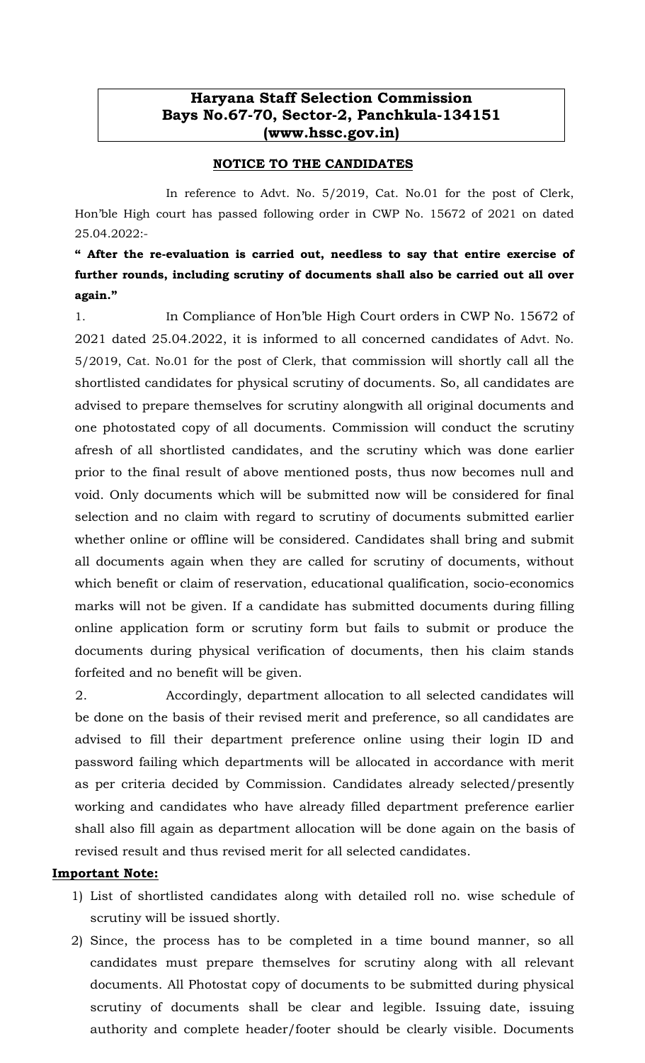**Haryana Staff Selection Commission**
**Bays No.67-70, Sector-2, Panchkula-134151**
**(www.hssc.gov.in)**

**NOTICE TO THE CANDIDATES**

In reference to Advt. No. 5/2019, Cat. No.01 for the post of Clerk, Hon'ble High court has passed following order in CWP No. 15672 of 2021 on dated 25.04.2022:-

**" After the re-evaluation is carried out, needless to say that entire exercise of further rounds, including scrutiny of documents shall also be carried out all over again."**

1. In Compliance of Hon'ble High Court orders in CWP No. 15672 of 2021 dated 25.04.2022, it is informed to all concerned candidates of Advt. No. 5/2019, Cat. No.01 for the post of Clerk, that commission will shortly call all the shortlisted candidates for physical scrutiny of documents. So, all candidates are advised to prepare themselves for scrutiny alongwith all original documents and one photostated copy of all documents. Commission will conduct the scrutiny afresh of all shortlisted candidates, and the scrutiny which was done earlier prior to the final result of above mentioned posts, thus now becomes null and void. Only documents which will be submitted now will be considered for final selection and no claim with regard to scrutiny of documents submitted earlier whether online or offline will be considered. Candidates shall bring and submit all documents again when they are called for scrutiny of documents, without which benefit or claim of reservation, educational qualification, socio-economics marks will not be given. If a candidate has submitted documents during filling online application form or scrutiny form but fails to submit or produce the documents during physical verification of documents, then his claim stands forfeited and no benefit will be given.

2. Accordingly, department allocation to all selected candidates will be done on the basis of their revised merit and preference, so all candidates are advised to fill their department preference online using their login ID and password failing which departments will be allocated in accordance with merit as per criteria decided by Commission. Candidates already selected/presently working and candidates who have already filled department preference earlier shall also fill again as department allocation will be done again on the basis of revised result and thus revised merit for all selected candidates.

**Important Note:**

1) List of shortlisted candidates along with detailed roll no. wise schedule of scrutiny will be issued shortly.
2) Since, the process has to be completed in a time bound manner, so all candidates must prepare themselves for scrutiny along with all relevant documents. All Photostat copy of documents to be submitted during physical scrutiny of documents shall be clear and legible. Issuing date, issuing authority and complete header/footer should be clearly visible. Documents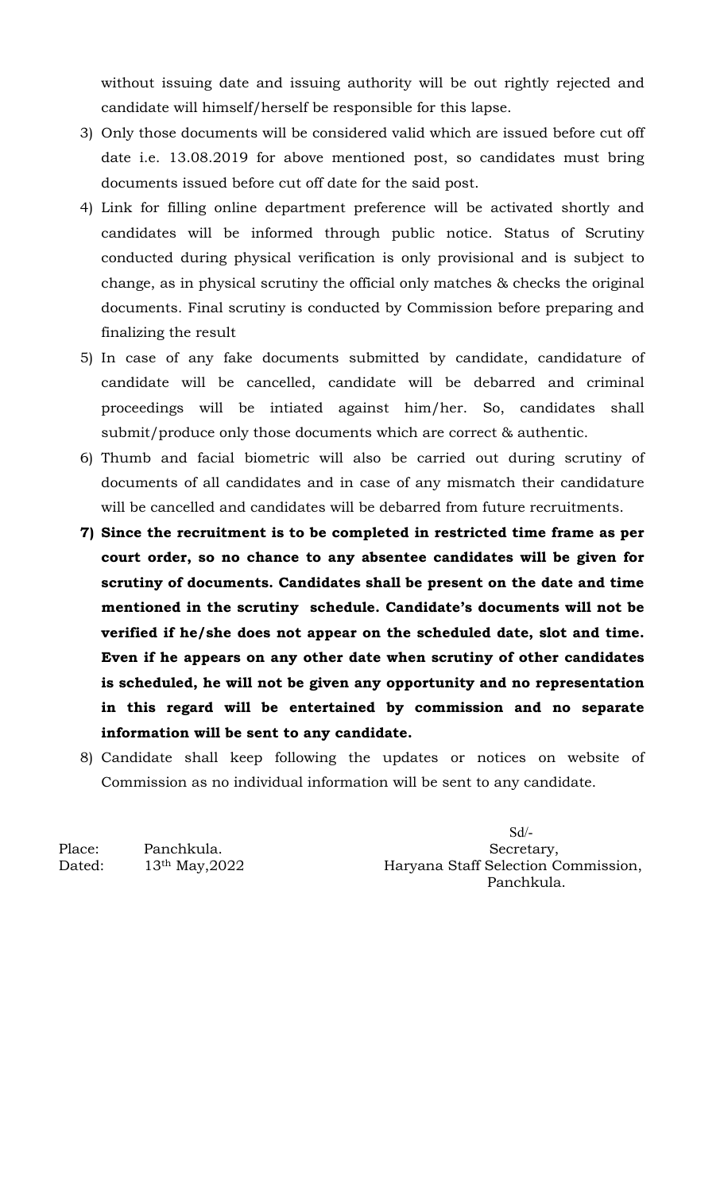without issuing date and issuing authority will be out rightly rejected and candidate will himself/herself be responsible for this lapse.

3) Only those documents will be considered valid which are issued before cut off date i.e. 13.08.2019 for above mentioned post, so candidates must bring documents issued before cut off date for the said post.
4) Link for filling online department preference will be activated shortly and candidates will be informed through public notice. Status of Scrutiny conducted during physical verification is only provisional and is subject to change, as in physical scrutiny the official only matches & checks the original documents. Final scrutiny is conducted by Commission before preparing and finalizing the result
5) In case of any fake documents submitted by candidate, candidature of candidate will be cancelled, candidate will be debarred and criminal proceedings will be intiated against him/her. So, candidates shall submit/produce only those documents which are correct & authentic.
6) Thumb and facial biometric will also be carried out during scrutiny of documents of all candidates and in case of any mismatch their candidature will be cancelled and candidates will be debarred from future recruitments.
7) **Since the recruitment is to be completed in restricted time frame as per court order, so no chance to any absentee candidates will be given for scrutiny of documents. Candidates shall be present on the date and time mentioned in the scrutiny schedule. Candidate's documents will not be verified if he/she does not appear on the scheduled date, slot and time. Even if he appears on any other date when scrutiny of other candidates is scheduled, he will not be given any opportunity and no representation in this regard will be entertained by commission and no separate information will be sent to any candidate.**
8) Candidate shall keep following the updates or notices on website of Commission as no individual information will be sent to any candidate.

Place: Panchkula.
Dated: 13th May,2022

Sd/-
Secretary,
Haryana Staff Selection Commission,
Panchkula.